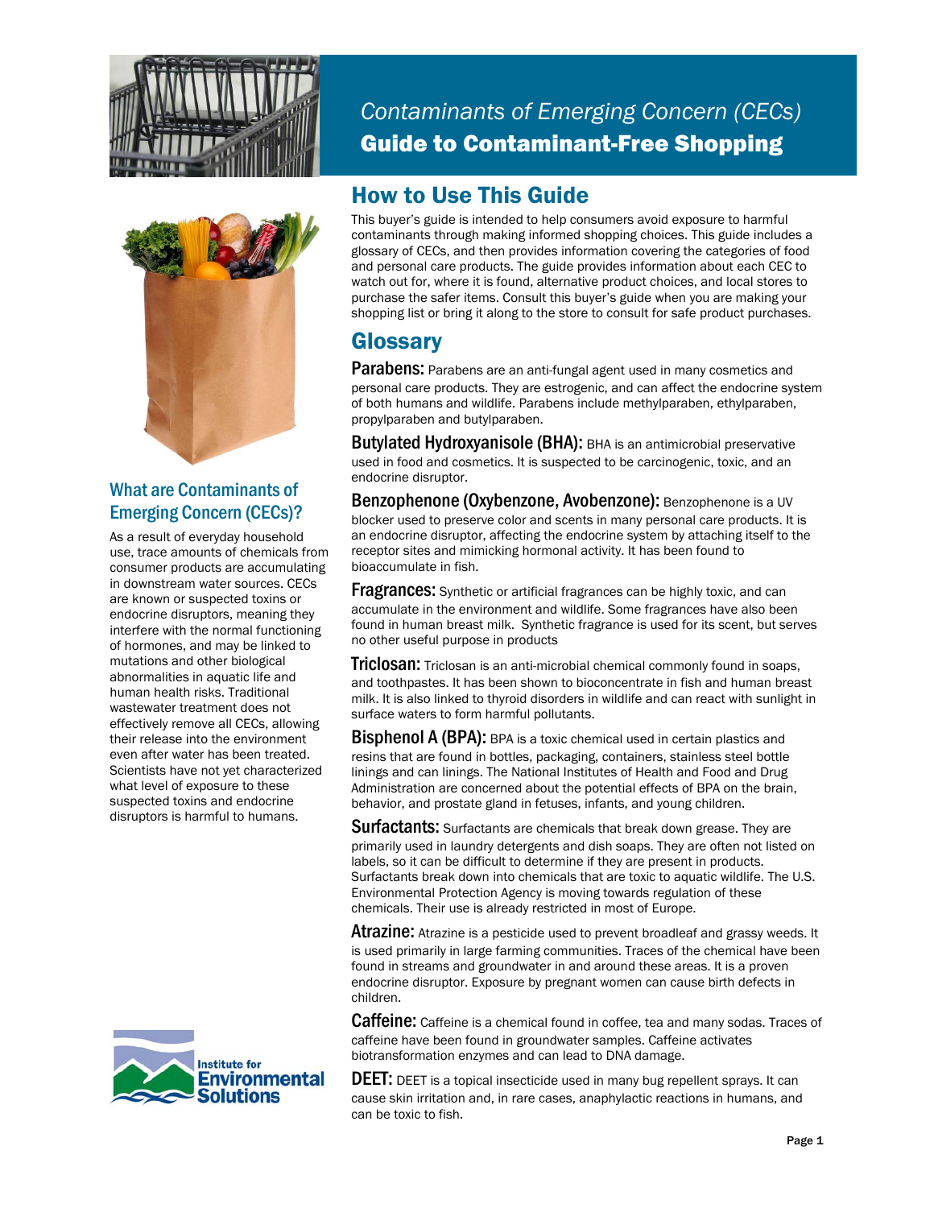# *Contaminants of Emerging Concern (CECs)*
# Guide to Contaminant-Free Shopping

### What are Contaminants of Emerging Concern (CECs)?

As a result of everyday household use, trace amounts of chemicals from consumer products are accumulating in downstream water sources. CECs are known or suspected toxins or endocrine disruptors, meaning they interfere with the normal functioning of hormones, and may be linked to mutations and other biological abnormalities in aquatic life and human health risks. Traditional wastewater treatment does not effectively remove all CECs, allowing their release into the environment even after water has been treated. Scientists have not yet characterized what level of exposure to these suspected toxins and endocrine disruptors is harmful to humans.

Institute for Environmental Solutions

## How to Use This Guide

This buyer's guide is intended to help consumers avoid exposure to harmful contaminants through making informed shopping choices. This guide includes a glossary of CECs, and then provides information covering the categories of food and personal care products. The guide provides information about each CEC to watch out for, where it is found, alternative product choices, and local stores to purchase the safer items. Consult this buyer's guide when you are making your shopping list or bring it along to the store to consult for safe product purchases.

## Glossary

**Parabens:** Parabens are an anti-fungal agent used in many cosmetics and personal care products. They are estrogenic, and can affect the endocrine system of both humans and wildlife. Parabens include methylparaben, ethylparaben, propylparaben and butylparaben.

**Butylated Hydroxyanisole (BHA):** BHA is an antimicrobial preservative used in food and cosmetics. It is suspected to be carcinogenic, toxic, and an endocrine disruptor.

**Benzophenone (Oxybenzone, Avobenzone):** Benzophenone is a UV blocker used to preserve color and scents in many personal care products. It is an endocrine disruptor, affecting the endocrine system by attaching itself to the receptor sites and mimicking hormonal activity. It has been found to bioaccumulate in fish.

**Fragrances:** Synthetic or artificial fragrances can be highly toxic, and can accumulate in the environment and wildlife. Some fragrances have also been found in human breast milk. Synthetic fragrance is used for its scent, but serves no other useful purpose in products

**Triclosan:** Triclosan is an anti-microbial chemical commonly found in soaps, and toothpastes. It has been shown to bioconcentrate in fish and human breast milk. It is also linked to thyroid disorders in wildlife and can react with sunlight in surface waters to form harmful pollutants.

**Bisphenol A (BPA):** BPA is a toxic chemical used in certain plastics and resins that are found in bottles, packaging, containers, stainless steel bottle linings and can linings. The National Institutes of Health and Food and Drug Administration are concerned about the potential effects of BPA on the brain, behavior, and prostate gland in fetuses, infants, and young children.

**Surfactants:** Surfactants are chemicals that break down grease. They are primarily used in laundry detergents and dish soaps. They are often not listed on labels, so it can be difficult to determine if they are present in products. Surfactants break down into chemicals that are toxic to aquatic wildlife. The U.S. Environmental Protection Agency is moving towards regulation of these chemicals. Their use is already restricted in most of Europe.

**Atrazine:** Atrazine is a pesticide used to prevent broadleaf and grassy weeds. It is used primarily in large farming communities. Traces of the chemical have been found in streams and groundwater in and around these areas. It is a proven endocrine disruptor. Exposure by pregnant women can cause birth defects in children.

**Caffeine:** Caffeine is a chemical found in coffee, tea and many sodas. Traces of caffeine have been found in groundwater samples. Caffeine activates biotransformation enzymes and can lead to DNA damage.

**DEET:** DEET is a topical insecticide used in many bug repellent sprays. It can cause skin irritation and, in rare cases, anaphylactic reactions in humans, and can be toxic to fish.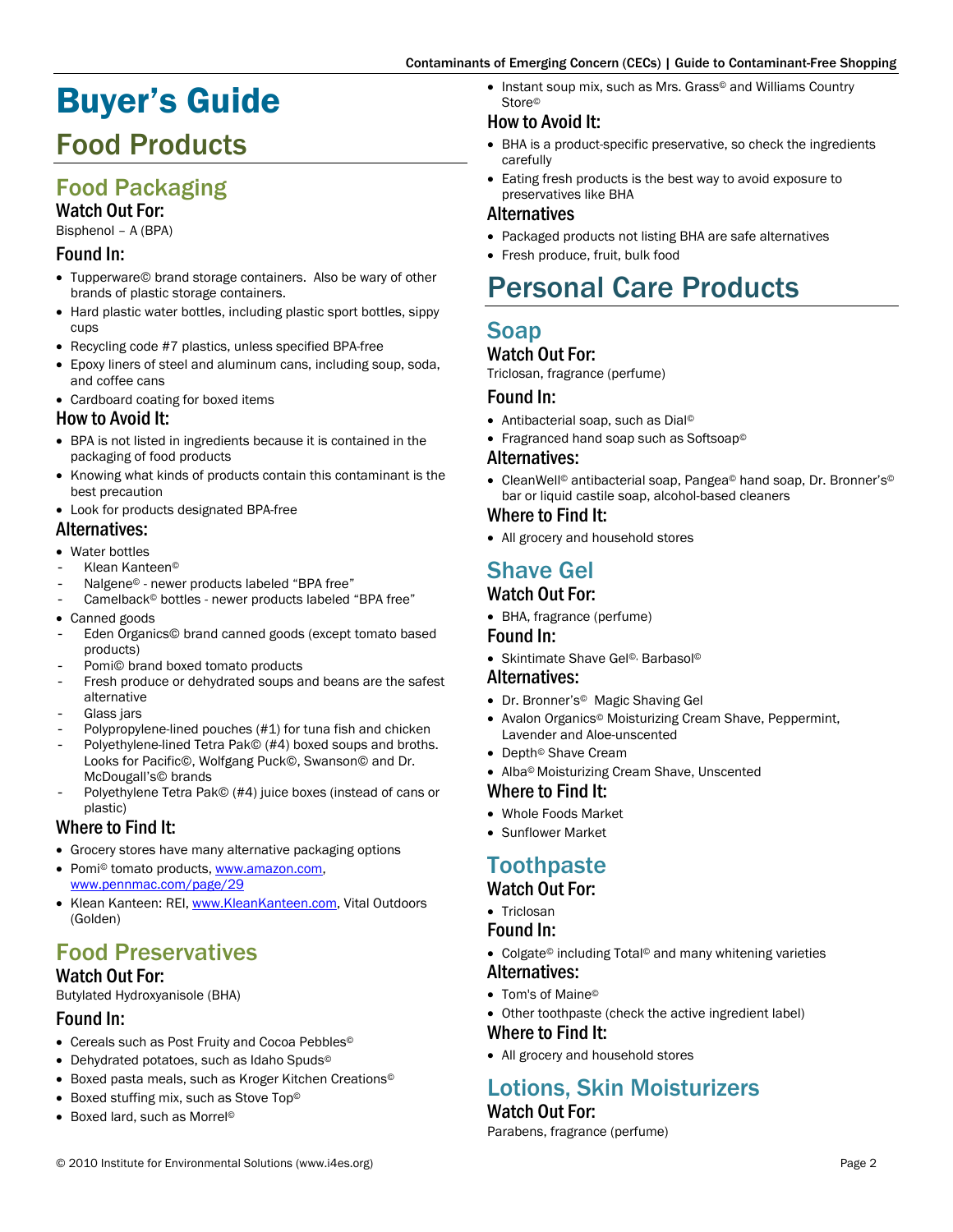# Buyer's Guide

## Food Products

### Food Packaging

#### Watch Out For:

Bisphenol – A (BPA)

#### Found In:

- Tupperware© brand storage containers. Also be wary of other brands of plastic storage containers.
- Hard plastic water bottles, including plastic sport bottles, sippy cups
- Recycling code #7 plastics, unless specified BPA-free
- Epoxy liners of steel and aluminum cans, including soup, soda, and coffee cans
- Cardboard coating for boxed items

#### How to Avoid It:

- BPA is not listed in ingredients because it is contained in the packaging of food products
- Knowing what kinds of products contain this contaminant is the best precaution
- Look for products designated BPA-free

#### Alternatives:

- Water bottles
  - Klean Kanteen©
  - Nalgene© - newer products labeled "BPA free"
  - Camelback© bottles - newer products labeled "BPA free"
- Canned goods
  - Eden Organics© brand canned goods (except tomato based products)
  - Pomi© brand boxed tomato products
  - Fresh produce or dehydrated soups and beans are the safest alternative
  - Glass jars
  - Polypropylene-lined pouches (#1) for tuna fish and chicken
  - Polyethylene-lined Tetra Pak© (#4) boxed soups and broths. Looks for Pacific©, Wolfgang Puck©, Swanson© and Dr. McDougall's© brands
  - Polyethylene Tetra Pak© (#4) juice boxes (instead of cans or plastic)

#### Where to Find It:

- Grocery stores have many alternative packaging options
- Pomi© tomato products, www.amazon.com, www.pennmac.com/page/29
- Klean Kanteen: REI, www.KleanKanteen.com, Vital Outdoors (Golden)

### Food Preservatives

#### Watch Out For:

Butylated Hydroxyanisole (BHA)

#### Found In:

- Cereals such as Post Fruity and Cocoa Pebbles©
- Dehydrated potatoes, such as Idaho Spuds©
- Boxed pasta meals, such as Kroger Kitchen Creations©
- Boxed stuffing mix, such as Stove Top©
- Boxed lard, such as Morrel©
- Instant soup mix, such as Mrs. Grass© and Williams Country Store©

#### How to Avoid It:

- BHA is a product-specific preservative, so check the ingredients carefully
- Eating fresh products is the best way to avoid exposure to preservatives like BHA

#### Alternatives

- Packaged products not listing BHA are safe alternatives
- Fresh produce, fruit, bulk food

## Personal Care Products

### Soap

#### Watch Out For:

Triclosan, fragrance (perfume)

#### Found In:

- Antibacterial soap, such as Dial©
- Fragranced hand soap such as Softsoap©

#### Alternatives:

- CleanWell© antibacterial soap, Pangea© hand soap, Dr. Bronner's© bar or liquid castile soap, alcohol-based cleaners

#### Where to Find It:

- All grocery and household stores

### Shave Gel

#### Watch Out For:

- BHA, fragrance (perfume)

#### Found In:

- Skintimate Shave Gel©, Barbasol©

#### Alternatives:

- Dr. Bronner's© Magic Shaving Gel
- Avalon Organics© Moisturizing Cream Shave, Peppermint, Lavender and Aloe-unscented
- Depth© Shave Cream
- Alba© Moisturizing Cream Shave, Unscented

#### Where to Find It:

- Whole Foods Market
- Sunflower Market

### Toothpaste

#### Watch Out For:

- Triclosan

#### Found In:

- Colgate© including Total© and many whitening varieties

#### Alternatives:

- Tom's of Maine©
- Other toothpaste (check the active ingredient label)

#### Where to Find It:

- All grocery and household stores

### Lotions, Skin Moisturizers

#### Watch Out For:

Parabens, fragrance (perfume)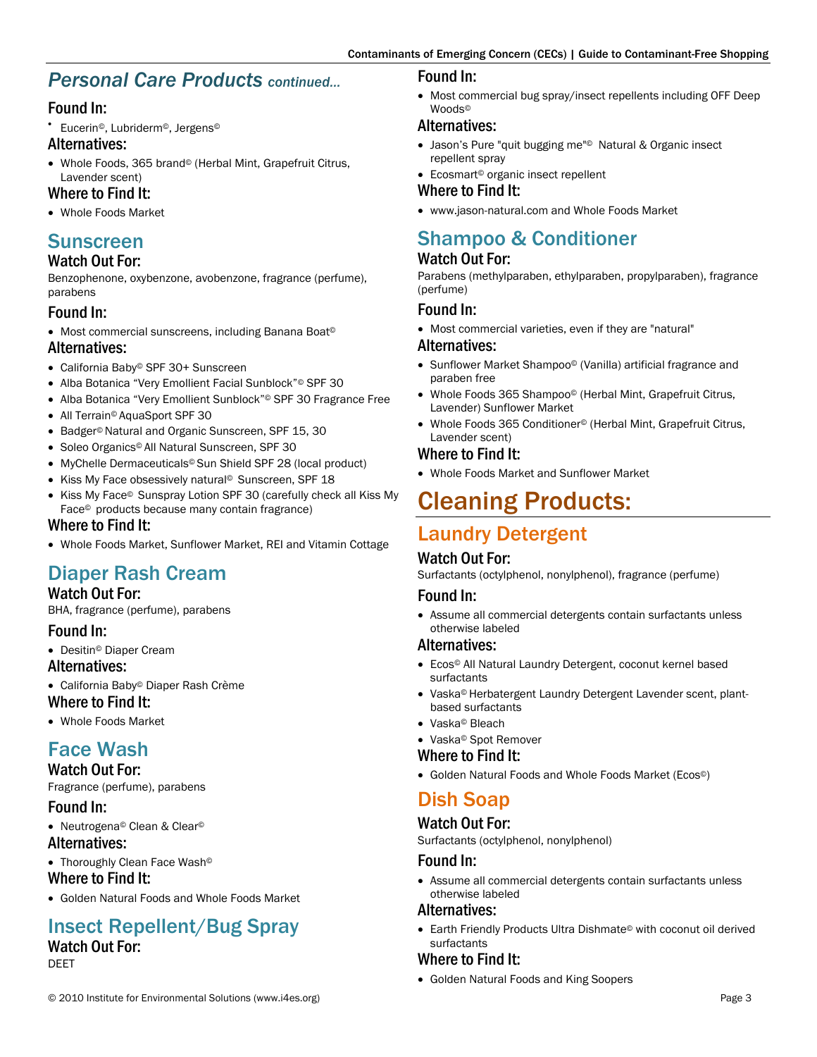## *Personal Care Products continued...*

### Found In:

- Eucerin©, Lubriderm©, Jergens©

### Alternatives:

- Whole Foods, 365 brand© (Herbal Mint, Grapefruit Citrus, Lavender scent)

### Where to Find It:

- Whole Foods Market

## Sunscreen

### Watch Out For:

Benzophenone, oxybenzone, avobenzone, fragrance (perfume), parabens

### Found In:

- Most commercial sunscreens, including Banana Boat©

### Alternatives:

- California Baby© SPF 30+ Sunscreen
- Alba Botanica "Very Emollient Facial Sunblock"© SPF 30
- Alba Botanica "Very Emollient Sunblock"© SPF 30 Fragrance Free
- All Terrain© AquaSport SPF 30
- Badger© Natural and Organic Sunscreen, SPF 15, 30
- Soleo Organics© All Natural Sunscreen, SPF 30
- MyChelle Dermaceuticals© Sun Shield SPF 28 (local product)
- Kiss My Face obsessively natural© Sunscreen, SPF 18
- Kiss My Face© Sunspray Lotion SPF 30 (carefully check all Kiss My Face© products because many contain fragrance)

### Where to Find It:

- Whole Foods Market, Sunflower Market, REI and Vitamin Cottage

## Diaper Rash Cream

### Watch Out For:

BHA, fragrance (perfume), parabens

### Found In:

- Desitin© Diaper Cream

### Alternatives:

- California Baby© Diaper Rash Crème

### Where to Find It:

- Whole Foods Market

## Face Wash

### Watch Out For:

Fragrance (perfume), parabens

### Found In:

- Neutrogena© Clean & Clear©

### Alternatives:

- Thoroughly Clean Face Wash©

### Where to Find It:

- Golden Natural Foods and Whole Foods Market

## Insect Repellent/Bug Spray

### Watch Out For:

DEET

### Found In:

- Most commercial bug spray/insect repellents including OFF Deep Woods©

### Alternatives:

- Jason's Pure "quit bugging me"© Natural & Organic insect repellent spray
- Ecosmart© organic insect repellent

### Where to Find It:

- www.jason-natural.com and Whole Foods Market

## Shampoo & Conditioner

### Watch Out For:

Parabens (methylparaben, ethylparaben, propylparaben), fragrance (perfume)

### Found In:

- Most commercial varieties, even if they are "natural"

### Alternatives:

- Sunflower Market Shampoo© (Vanilla) artificial fragrance and paraben free
- Whole Foods 365 Shampoo© (Herbal Mint, Grapefruit Citrus, Lavender) Sunflower Market
- Whole Foods 365 Conditioner© (Herbal Mint, Grapefruit Citrus, Lavender scent)

### Where to Find It:

- Whole Foods Market and Sunflower Market

# Cleaning Products:

## Laundry Detergent

### Watch Out For:

Surfactants (octylphenol, nonylphenol), fragrance (perfume)

### Found In:

- Assume all commercial detergents contain surfactants unless otherwise labeled

### Alternatives:

- Ecos© All Natural Laundry Detergent, coconut kernel based surfactants
- Vaska© Herbatergent Laundry Detergent Lavender scent, plant-based surfactants
- Vaska© Bleach
- Vaska© Spot Remover

### Where to Find It:

- Golden Natural Foods and Whole Foods Market (Ecos©)

## Dish Soap

### Watch Out For:

Surfactants (octylphenol, nonylphenol)

### Found In:

- Assume all commercial detergents contain surfactants unless otherwise labeled

### Alternatives:

- Earth Friendly Products Ultra Dishmate© with coconut oil derived surfactants

### Where to Find It:

- Golden Natural Foods and King Soopers

© 2010 Institute for Environmental Solutions (www.i4es.org)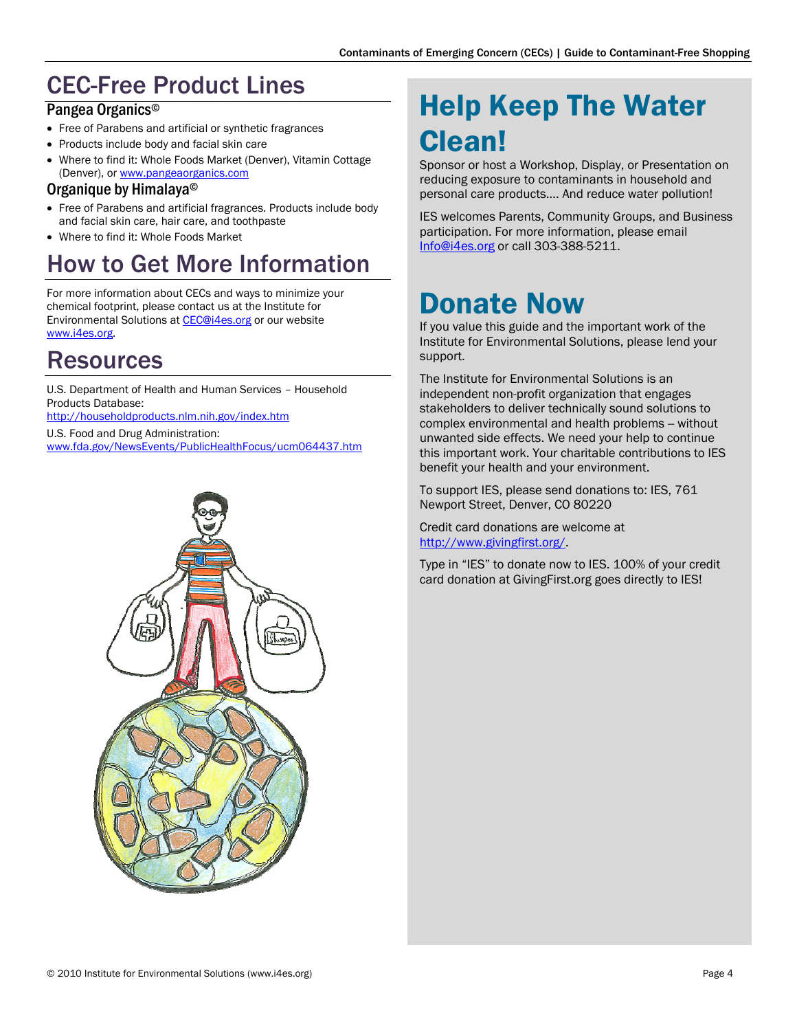# CEC-Free Product Lines

### Pangea Organics©

- Free of Parabens and artificial or synthetic fragrances
- Products include body and facial skin care
- Where to find it: Whole Foods Market (Denver), Vitamin Cottage (Denver), or www.pangeaorganics.com

### Organique by Himalaya©

- Free of Parabens and artificial fragrances. Products include body and facial skin care, hair care, and toothpaste
- Where to find it: Whole Foods Market

# How to Get More Information

For more information about CECs and ways to minimize your chemical footprint, please contact us at the Institute for Environmental Solutions at CEC@i4es.org or our website www.i4es.org.

# Resources

U.S. Department of Health and Human Services – Household Products Database:
http://householdproducts.nlm.nih.gov/index.htm

U.S. Food and Drug Administration:
www.fda.gov/NewsEvents/PublicHealthFocus/ucm064437.htm

# Help Keep The Water Clean!

Sponsor or host a Workshop, Display, or Presentation on reducing exposure to contaminants in household and personal care products…. And reduce water pollution!

IES welcomes Parents, Community Groups, and Business participation. For more information, please email Info@i4es.org or call 303-388-5211.

# Donate Now

If you value this guide and the important work of the Institute for Environmental Solutions, please lend your support.

The Institute for Environmental Solutions is an independent non-profit organization that engages stakeholders to deliver technically sound solutions to complex environmental and health problems -- without unwanted side effects. We need your help to continue this important work. Your charitable contributions to IES benefit your health and your environment.

To support IES, please send donations to: IES, 761 Newport Street, Denver, CO 80220

Credit card donations are welcome at http://www.givingfirst.org/.

Type in "IES" to donate now to IES. 100% of your credit card donation at GivingFirst.org goes directly to IES!

© 2010 Institute for Environmental Solutions (www.i4es.org)